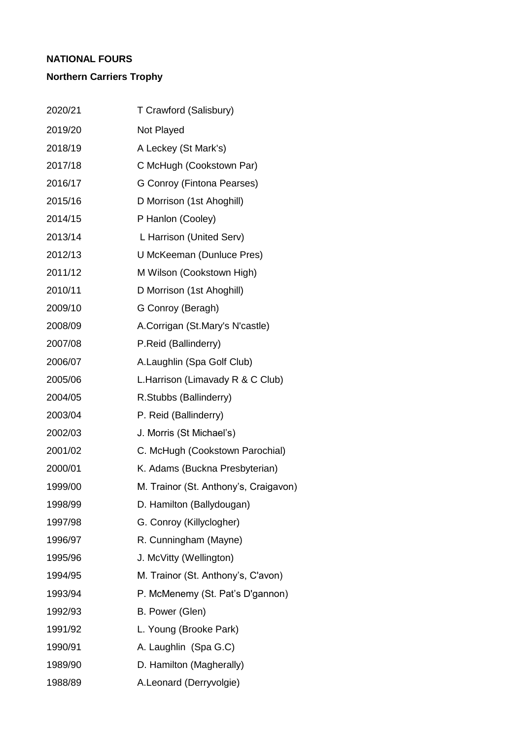**NATIONAL FOURS**

**Northern Carriers Trophy**

| | |
|---|---|
| 2020/21 | T Crawford (Salisbury) |
| 2019/20 | Not Played |
| 2018/19 | A Leckey (St Mark's) |
| 2017/18 | C McHugh (Cookstown Par) |
| 2016/17 | G Conroy (Fintona Pearses) |
| 2015/16 | D Morrison (1st Ahoghill) |
| 2014/15 | P Hanlon (Cooley) |
| 2013/14 | L Harrison (United Serv) |
| 2012/13 | U McKeeman (Dunluce Pres) |
| 2011/12 | M Wilson (Cookstown High) |
| 2010/11 | D Morrison (1st Ahoghill) |
| 2009/10 | G Conroy (Beragh) |
| 2008/09 | A.Corrigan (St.Mary's N'castle) |
| 2007/08 | P.Reid (Ballinderry) |
| 2006/07 | A.Laughlin (Spa Golf Club) |
| 2005/06 | L.Harrison (Limavady R & C Club) |
| 2004/05 | R.Stubbs (Ballinderry) |
| 2003/04 | P. Reid (Ballinderry) |
| 2002/03 | J. Morris (St Michael's) |
| 2001/02 | C. McHugh (Cookstown Parochial) |
| 2000/01 | K. Adams (Buckna Presbyterian) |
| 1999/00 | M. Trainor (St. Anthony's, Craigavon) |
| 1998/99 | D. Hamilton (Ballydougan) |
| 1997/98 | G. Conroy (Killyclogher) |
| 1996/97 | R. Cunningham (Mayne) |
| 1995/96 | J. McVitty (Wellington) |
| 1994/95 | M. Trainor (St. Anthony's, C'avon) |
| 1993/94 | P. McMenemy (St. Pat's D'gannon) |
| 1992/93 | B. Power (Glen) |
| 1991/92 | L. Young (Brooke Park) |
| 1990/91 | A. Laughlin (Spa G.C) |
| 1989/90 | D. Hamilton (Magherally) |
| 1988/89 | A.Leonard (Derryvolgie) |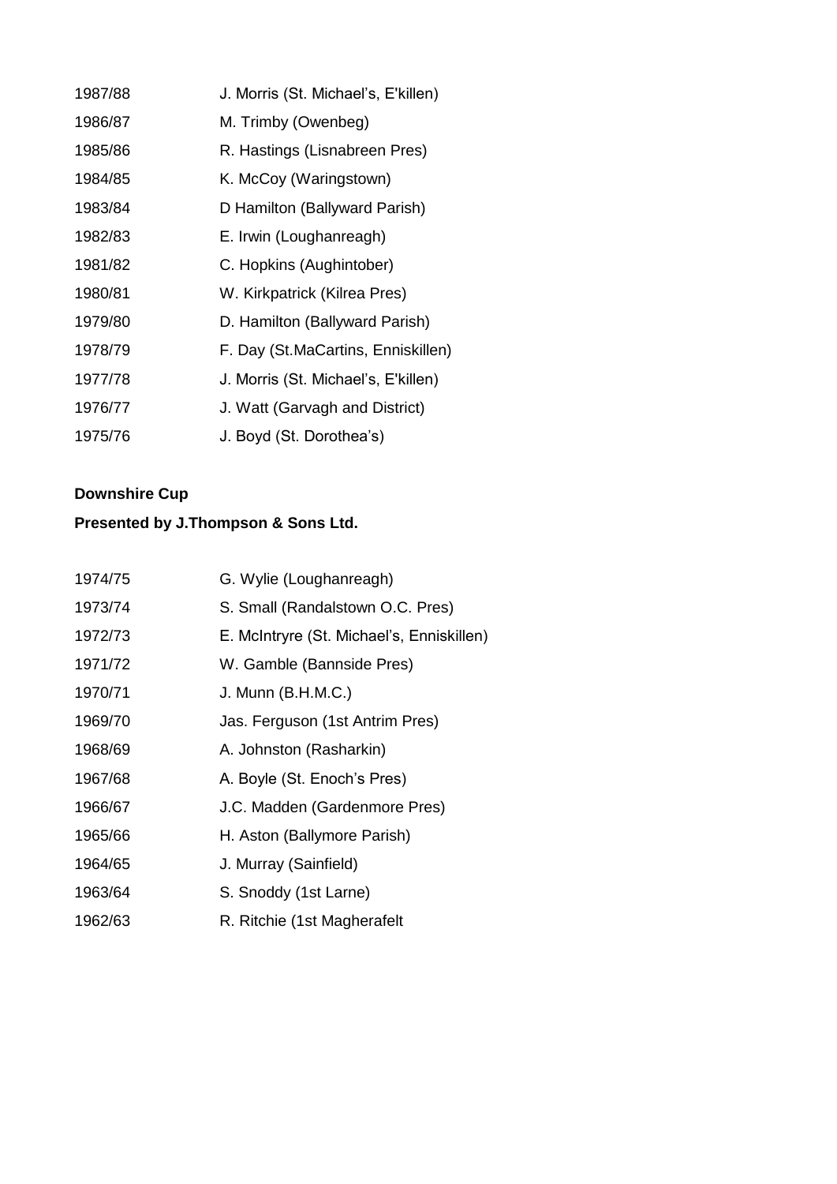| | |
|---|---|
| 1987/88 | J. Morris (St. Michael's, E'killen) |
| 1986/87 | M. Trimby (Owenbeg) |
| 1985/86 | R. Hastings (Lisnabreen Pres) |
| 1984/85 | K. McCoy (Waringstown) |
| 1983/84 | D Hamilton (Ballyward Parish) |
| 1982/83 | E. Irwin (Loughanreagh) |
| 1981/82 | C. Hopkins (Aughintober) |
| 1980/81 | W. Kirkpatrick (Kilrea Pres) |
| 1979/80 | D. Hamilton (Ballyward Parish) |
| 1978/79 | F. Day (St.MaCartins, Enniskillen) |
| 1977/78 | J. Morris (St. Michael's, E'killen) |
| 1976/77 | J. Watt (Garvagh and District) |
| 1975/76 | J. Boyd (St. Dorothea's) |

**Downshire Cup**

**Presented by J.Thompson & Sons Ltd.**

| | |
|---|---|
| 1974/75 | G. Wylie (Loughanreagh) |
| 1973/74 | S. Small (Randalstown O.C. Pres) |
| 1972/73 | E. McIntryre (St. Michael's, Enniskillen) |
| 1971/72 | W. Gamble (Bannside Pres) |
| 1970/71 | J. Munn (B.H.M.C.) |
| 1969/70 | Jas. Ferguson (1st Antrim Pres) |
| 1968/69 | A. Johnston (Rasharkin) |
| 1967/68 | A. Boyle (St. Enoch's Pres) |
| 1966/67 | J.C. Madden (Gardenmore Pres) |
| 1965/66 | H. Aston (Ballymore Parish) |
| 1964/65 | J. Murray (Sainfield) |
| 1963/64 | S. Snoddy (1st Larne) |
| 1962/63 | R. Ritchie (1st Magherafelt |